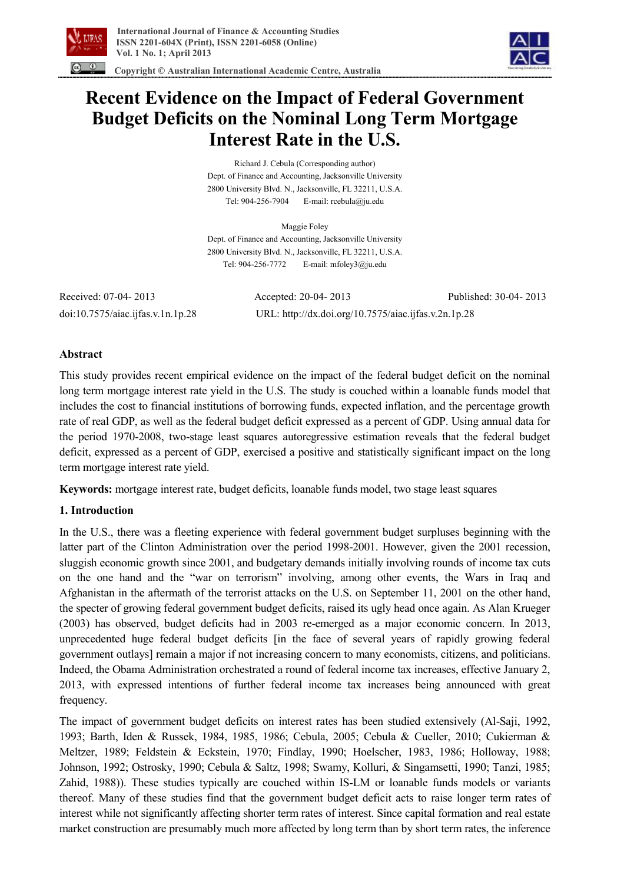# Recent Evidence on the Impact of Federal Government Budget Deficits on the Nominal Long Term Mortgage Interest Rate in the U.S.

Richard J. Cebula (Corresponding author)
Dept. of Finance and Accounting, Jacksonville University
2800 University Blvd. N., Jacksonville, FL 32211, U.S.A.
Tel: 904-256-7904 E-mail: rcebula@ju.edu

Maggie Foley
Dept. of Finance and Accounting, Jacksonville University
2800 University Blvd. N., Jacksonville, FL 32211, U.S.A.
Tel: 904-256-7772 E-mail: mfoley3@ju.edu

Received: 07-04- 2013 Accepted: 20-04- 2013 Published: 30-04- 2013
doi:10.7575/aiac.ijfas.v.1n.1p.28 URL: http://dx.doi.org/10.7575/aiac.ijfas.v.2n.1p.28

## Abstract

This study provides recent empirical evidence on the impact of the federal budget deficit on the nominal long term mortgage interest rate yield in the U.S. The study is couched within a loanable funds model that includes the cost to financial institutions of borrowing funds, expected inflation, and the percentage growth rate of real GDP, as well as the federal budget deficit expressed as a percent of GDP. Using annual data for the period 1970-2008, two-stage least squares autoregressive estimation reveals that the federal budget deficit, expressed as a percent of GDP, exercised a positive and statistically significant impact on the long term mortgage interest rate yield.

**Keywords:** mortgage interest rate, budget deficits, loanable funds model, two stage least squares

## 1. Introduction

In the U.S., there was a fleeting experience with federal government budget surpluses beginning with the latter part of the Clinton Administration over the period 1998-2001. However, given the 2001 recession, sluggish economic growth since 2001, and budgetary demands initially involving rounds of income tax cuts on the one hand and the "war on terrorism" involving, among other events, the Wars in Iraq and Afghanistan in the aftermath of the terrorist attacks on the U.S. on September 11, 2001 on the other hand, the specter of growing federal government budget deficits, raised its ugly head once again. As Alan Krueger (2003) has observed, budget deficits had in 2003 re-emerged as a major economic concern. In 2013, unprecedented huge federal budget deficits [in the face of several years of rapidly growing federal government outlays] remain a major if not increasing concern to many economists, citizens, and politicians. Indeed, the Obama Administration orchestrated a round of federal income tax increases, effective January 2, 2013, with expressed intentions of further federal income tax increases being announced with great frequency.

The impact of government budget deficits on interest rates has been studied extensively (Al-Saji, 1992, 1993; Barth, Iden & Russek, 1984, 1985, 1986; Cebula, 2005; Cebula & Cueller, 2010; Cukierman & Meltzer, 1989; Feldstein & Eckstein, 1970; Findlay, 1990; Hoelscher, 1983, 1986; Holloway, 1988; Johnson, 1992; Ostrosky, 1990; Cebula & Saltz, 1998; Swamy, Kolluri, & Singamsetti, 1990; Tanzi, 1985; Zahid, 1988)). These studies typically are couched within IS-LM or loanable funds models or variants thereof. Many of these studies find that the government budget deficit acts to raise longer term rates of interest while not significantly affecting shorter term rates of interest. Since capital formation and real estate market construction are presumably much more affected by long term than by short term rates, the inference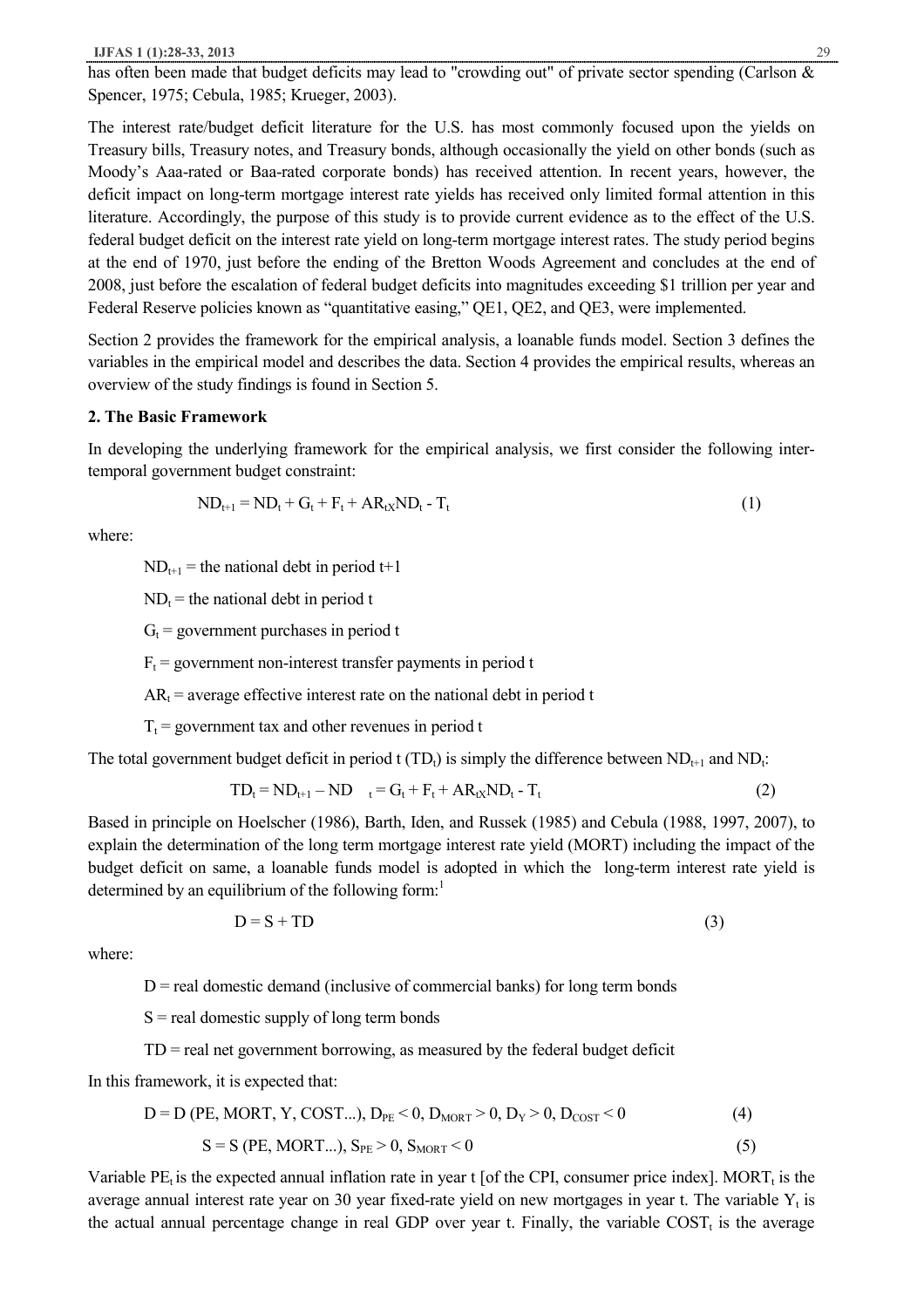has often been made that budget deficits may lead to "crowding out" of private sector spending (Carlson & Spencer, 1975; Cebula, 1985; Krueger, 2003).

The interest rate/budget deficit literature for the U.S. has most commonly focused upon the yields on Treasury bills, Treasury notes, and Treasury bonds, although occasionally the yield on other bonds (such as Moody's Aaa-rated or Baa-rated corporate bonds) has received attention. In recent years, however, the deficit impact on long-term mortgage interest rate yields has received only limited formal attention in this literature. Accordingly, the purpose of this study is to provide current evidence as to the effect of the U.S. federal budget deficit on the interest rate yield on long-term mortgage interest rates. The study period begins at the end of 1970, just before the ending of the Bretton Woods Agreement and concludes at the end of 2008, just before the escalation of federal budget deficits into magnitudes exceeding \$1 trillion per year and Federal Reserve policies known as "quantitative easing," QE1, QE2, and QE3, were implemented.

Section 2 provides the framework for the empirical analysis, a loanable funds model. Section 3 defines the variables in the empirical model and describes the data. Section 4 provides the empirical results, whereas an overview of the study findings is found in Section 5.

## 2. The Basic Framework

In developing the underlying framework for the empirical analysis, we first consider the following inter-temporal government budget constraint:

$$ND_{t+1} = ND_t + G_t + F_t + AR_t \times ND_t - T_t \tag{1}$$

where:

$ND_{t+1}$ = the national debt in period t+1

$ND_t$ = the national debt in period t

$G_t$ = government purchases in period t

$F_t$ = government non-interest transfer payments in period t

$AR_t$ = average effective interest rate on the national debt in period t

$T_t$ = government tax and other revenues in period t

The total government budget deficit in period t ($TD_t$) is simply the difference between $ND_{t+1}$ and $ND_t$:

$$TD_t = ND_{t+1} – ND_t = G_t + F_t + AR_t \times ND_t - T_t \tag{2}$$

Based in principle on Hoelscher (1986), Barth, Iden, and Russek (1985) and Cebula (1988, 1997, 2007), to explain the determination of the long term mortgage interest rate yield (MORT) including the impact of the budget deficit on same, a loanable funds model is adopted in which the long-term interest rate yield is determined by an equilibrium of the following form:[1]

$$D = S + TD \tag{3}$$

where:

D = real domestic demand (inclusive of commercial banks) for long term bonds

S = real domestic supply of long term bonds

TD = real net government borrowing, as measured by the federal budget deficit

In this framework, it is expected that:

$$D = D (PE, MORT, Y, COST...), D_{PE} < 0, D_{MORT} > 0, D_Y > 0, D_{COST} < 0 \tag{4}$$

$$S = S (PE, MORT...), S_{PE} > 0, S_{MORT} < 0 \tag{5}$$

Variable $PE_t$ is the expected annual inflation rate in year t [of the CPI, consumer price index]. $MORT_t$ is the average annual interest rate year on 30 year fixed-rate yield on new mortgages in year t. The variable $Y_t$ is the actual annual percentage change in real GDP over year t. Finally, the variable $COST_t$ is the average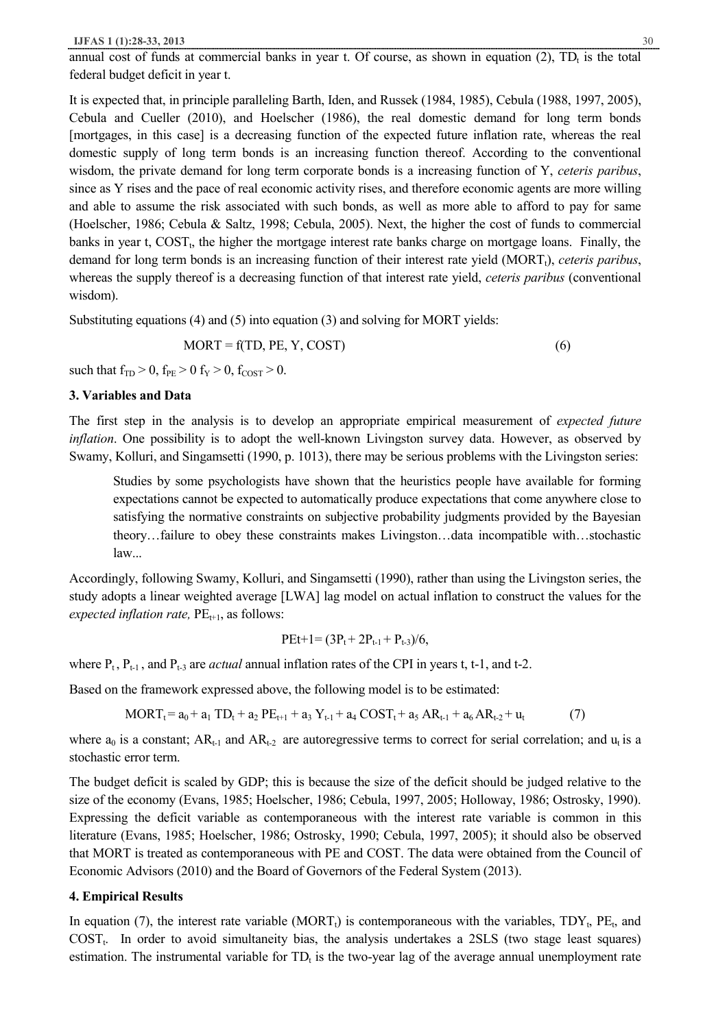annual cost of funds at commercial banks in year t. Of course, as shown in equation (2), $TD_t$ is the total federal budget deficit in year t.

It is expected that, in principle paralleling Barth, Iden, and Russek (1984, 1985), Cebula (1988, 1997, 2005), Cebula and Cueller (2010), and Hoelscher (1986), the real domestic demand for long term bonds [mortgages, in this case] is a decreasing function of the expected future inflation rate, whereas the real domestic supply of long term bonds is an increasing function thereof. According to the conventional wisdom, the private demand for long term corporate bonds is a increasing function of Y, *ceteris paribus*, since as Y rises and the pace of real economic activity rises, and therefore economic agents are more willing and able to assume the risk associated with such bonds, as well as more able to afford to pay for same (Hoelscher, 1986; Cebula & Saltz, 1998; Cebula, 2005). Next, the higher the cost of funds to commercial banks in year t, $COST_t$, the higher the mortgage interest rate banks charge on mortgage loans. Finally, the demand for long term bonds is an increasing function of their interest rate yield ($MORT_t$), *ceteris paribus*, whereas the supply thereof is a decreasing function of that interest rate yield, *ceteris paribus* (conventional wisdom).

Substituting equations (4) and (5) into equation (3) and solving for MORT yields:

$$MORT = f(TD, PE, Y, COST) \qquad (6)$$

such that $f_{TD} > 0$, $f_{PE} > 0$ $f_Y > 0$, $f_{COST} > 0$.

### 3. Variables and Data

The first step in the analysis is to develop an appropriate empirical measurement of *expected future inflation*. One possibility is to adopt the well-known Livingston survey data. However, as observed by Swamy, Kolluri, and Singamsetti (1990, p. 1013), there may be serious problems with the Livingston series:

> Studies by some psychologists have shown that the heuristics people have available for forming expectations cannot be expected to automatically produce expectations that come anywhere close to satisfying the normative constraints on subjective probability judgments provided by the Bayesian theory…failure to obey these constraints makes Livingston…data incompatible with…stochastic law...

Accordingly, following Swamy, Kolluri, and Singamsetti (1990), rather than using the Livingston series, the study adopts a linear weighted average [LWA] lag model on actual inflation to construct the values for the *expected inflation rate,* $PE_{t+1}$, as follows:

$$PEt+1= (3P_t + 2P_{t-1} + P_{t-3})/6,$$

where $P_t$, $P_{t-1}$, and $P_{t-3}$ are *actual* annual inflation rates of the CPI in years t, t-1, and t-2.

Based on the framework expressed above, the following model is to be estimated:

$$MORT_t = a_0 + a_1\, TD_t + a_2\, PE_{t+1} + a_3\, Y_{t-1} + a_4\, COST_t + a_5\, AR_{t-1} + a_6\, AR_{t-2} + u_t \qquad (7)$$

where $a_0$ is a constant; $AR_{t-1}$ and $AR_{t-2}$ are autoregressive terms to correct for serial correlation; and $u_t$ is a stochastic error term.

The budget deficit is scaled by GDP; this is because the size of the deficit should be judged relative to the size of the economy (Evans, 1985; Hoelscher, 1986; Cebula, 1997, 2005; Holloway, 1986; Ostrosky, 1990). Expressing the deficit variable as contemporaneous with the interest rate variable is common in this literature (Evans, 1985; Hoelscher, 1986; Ostrosky, 1990; Cebula, 1997, 2005); it should also be observed that MORT is treated as contemporaneous with PE and COST. The data were obtained from the Council of Economic Advisors (2010) and the Board of Governors of the Federal System (2013).

### 4. Empirical Results

In equation (7), the interest rate variable ($MORT_t$) is contemporaneous with the variables, $TDY_t$, $PE_t$, and $COST_t$. In order to avoid simultaneity bias, the analysis undertakes a 2SLS (two stage least squares) estimation. The instrumental variable for $TD_t$ is the two-year lag of the average annual unemployment rate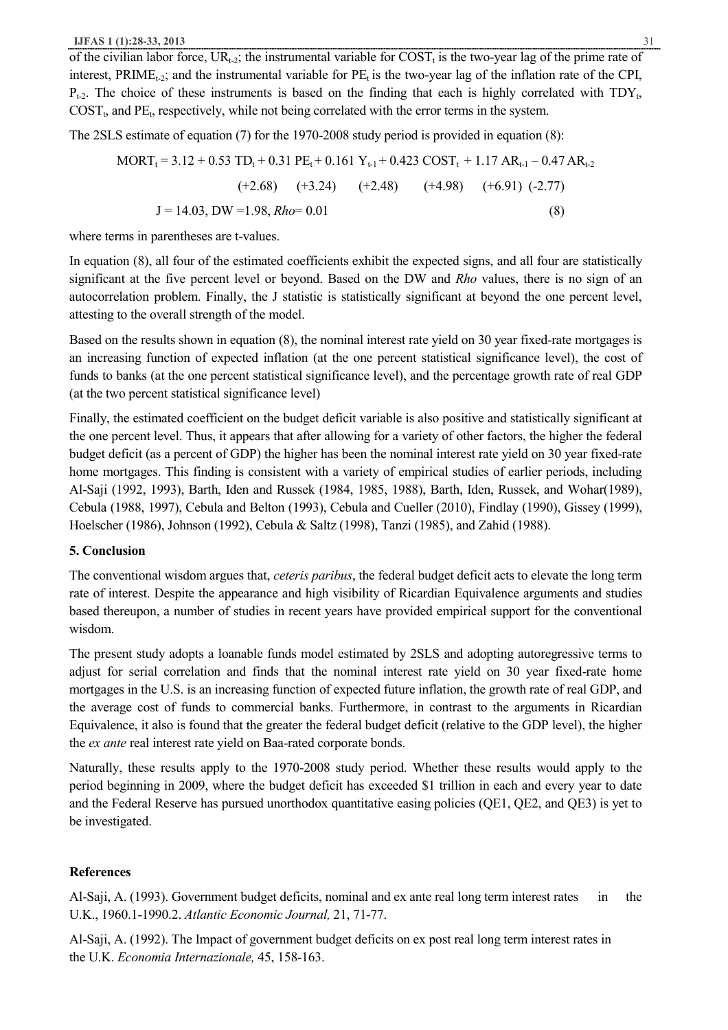of the civilian labor force, $UR_{t-2}$; the instrumental variable for $COST_t$ is the two-year lag of the prime rate of interest, $PRIME_{t-2}$; and the instrumental variable for $PE_t$ is the two-year lag of the inflation rate of the CPI, $P_{t-2}$. The choice of these instruments is based on the finding that each is highly correlated with $TDY_t$, $COST_t$, and $PE_t$, respectively, while not being correlated with the error terms in the system.

The 2SLS estimate of equation (7) for the 1970-2008 study period is provided in equation (8):

$$MORT_t = 3.12 + 0.53\, TD_t + 0.31\, PE_t + 0.161\, Y_{t-1} + 0.423\, COST_t + 1.17\, AR_{t-1} - 0.47\, AR_{t-2}$$

$$(+2.68) \quad (+3.24) \quad (+2.48) \quad (+4.98) \quad (+6.91) \quad (-2.77)$$

$$J = 14.03,\ DW = 1.98,\ Rho = 0.01 \qquad (8)$$

where terms in parentheses are t-values.

In equation (8), all four of the estimated coefficients exhibit the expected signs, and all four are statistically significant at the five percent level or beyond. Based on the DW and *Rho* values, there is no sign of an autocorrelation problem. Finally, the J statistic is statistically significant at beyond the one percent level, attesting to the overall strength of the model.

Based on the results shown in equation (8), the nominal interest rate yield on 30 year fixed-rate mortgages is an increasing function of expected inflation (at the one percent statistical significance level), the cost of funds to banks (at the one percent statistical significance level), and the percentage growth rate of real GDP (at the two percent statistical significance level)

Finally, the estimated coefficient on the budget deficit variable is also positive and statistically significant at the one percent level. Thus, it appears that after allowing for a variety of other factors, the higher the federal budget deficit (as a percent of GDP) the higher has been the nominal interest rate yield on 30 year fixed-rate home mortgages. This finding is consistent with a variety of empirical studies of earlier periods, including Al-Saji (1992, 1993), Barth, Iden and Russek (1984, 1985, 1988), Barth, Iden, Russek, and Wohar(1989), Cebula (1988, 1997), Cebula and Belton (1993), Cebula and Cueller (2010), Findlay (1990), Gissey (1999), Hoelscher (1986), Johnson (1992), Cebula & Saltz (1998), Tanzi (1985), and Zahid (1988).

## 5. Conclusion

The conventional wisdom argues that, *ceteris paribus*, the federal budget deficit acts to elevate the long term rate of interest. Despite the appearance and high visibility of Ricardian Equivalence arguments and studies based thereupon, a number of studies in recent years have provided empirical support for the conventional wisdom.

The present study adopts a loanable funds model estimated by 2SLS and adopting autoregressive terms to adjust for serial correlation and finds that the nominal interest rate yield on 30 year fixed-rate home mortgages in the U.S. is an increasing function of expected future inflation, the growth rate of real GDP, and the average cost of funds to commercial banks. Furthermore, in contrast to the arguments in Ricardian Equivalence, it also is found that the greater the federal budget deficit (relative to the GDP level), the higher the *ex ante* real interest rate yield on Baa-rated corporate bonds.

Naturally, these results apply to the 1970-2008 study period. Whether these results would apply to the period beginning in 2009, where the budget deficit has exceeded \$1 trillion in each and every year to date and the Federal Reserve has pursued unorthodox quantitative easing policies (QE1, QE2, and QE3) is yet to be investigated.

## References

Al-Saji, A. (1993). Government budget deficits, nominal and ex ante real long term interest rates in the U.K., 1960.1-1990.2. *Atlantic Economic Journal,* 21, 71-77.

Al-Saji, A. (1992). The Impact of government budget deficits on ex post real long term interest rates in the U.K. *Economia Internazionale,* 45, 158-163.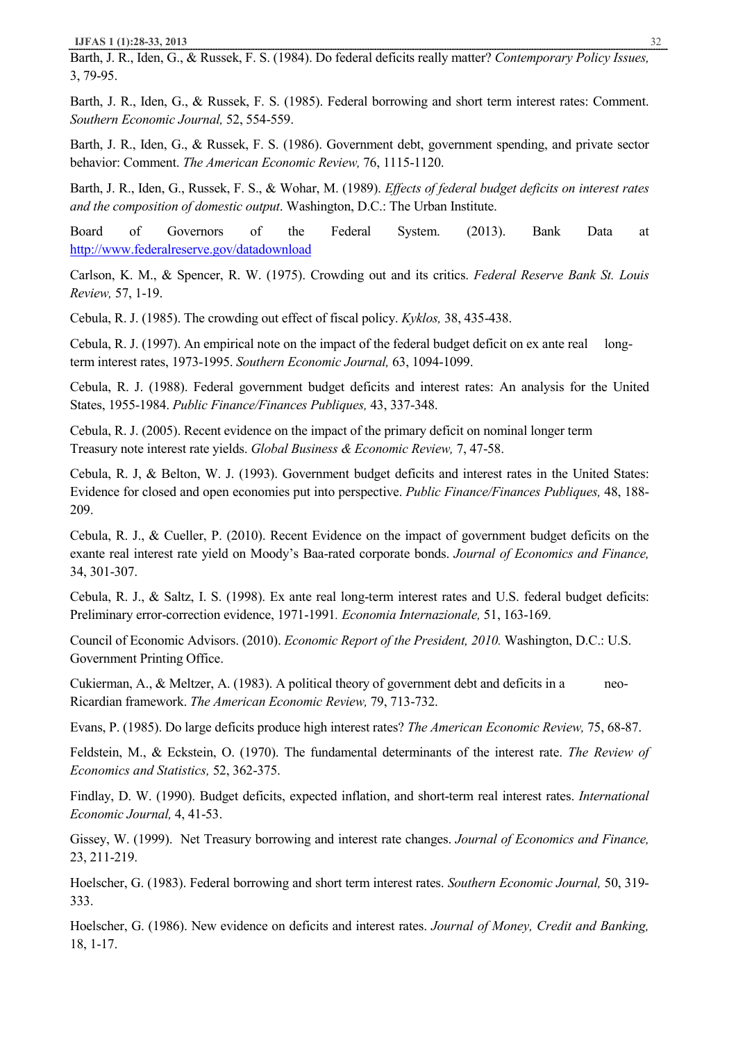Barth, J. R., Iden, G., & Russek, F. S. (1984). Do federal deficits really matter? *Contemporary Policy Issues,* 3, 79-95.

Barth, J. R., Iden, G., & Russek, F. S. (1985). Federal borrowing and short term interest rates: Comment. *Southern Economic Journal,* 52, 554-559.

Barth, J. R., Iden, G., & Russek, F. S. (1986). Government debt, government spending, and private sector behavior: Comment. *The American Economic Review,* 76, 1115-1120.

Barth, J. R., Iden, G., Russek, F. S., & Wohar, M. (1989). *Effects of federal budget deficits on interest rates and the composition of domestic output*. Washington, D.C.: The Urban Institute.

Board of Governors of the Federal System. (2013). Bank Data at http://www.federalreserve.gov/datadownload

Carlson, K. M., & Spencer, R. W. (1975). Crowding out and its critics. *Federal Reserve Bank St. Louis Review,* 57, 1-19.

Cebula, R. J. (1985). The crowding out effect of fiscal policy. *Kyklos,* 38, 435-438.

Cebula, R. J. (1997). An empirical note on the impact of the federal budget deficit on ex ante real long-term interest rates, 1973-1995. *Southern Economic Journal,* 63, 1094-1099.

Cebula, R. J. (1988). Federal government budget deficits and interest rates: An analysis for the United States, 1955-1984. *Public Finance/Finances Publiques,* 43, 337-348.

Cebula, R. J. (2005). Recent evidence on the impact of the primary deficit on nominal longer term Treasury note interest rate yields. *Global Business & Economic Review,* 7, 47-58.

Cebula, R. J, & Belton, W. J. (1993). Government budget deficits and interest rates in the United States: Evidence for closed and open economies put into perspective. *Public Finance/Finances Publiques,* 48, 188-209.

Cebula, R. J., & Cueller, P. (2010). Recent Evidence on the impact of government budget deficits on the exante real interest rate yield on Moody's Baa-rated corporate bonds. *Journal of Economics and Finance,* 34, 301-307.

Cebula, R. J., & Saltz, I. S. (1998). Ex ante real long-term interest rates and U.S. federal budget deficits: Preliminary error-correction evidence, 1971-1991*. Economia Internazionale,* 51, 163-169.

Council of Economic Advisors. (2010). *Economic Report of the President, 2010.* Washington, D.C.: U.S. Government Printing Office.

Cukierman, A., & Meltzer, A. (1983). A political theory of government debt and deficits in a neo-Ricardian framework. *The American Economic Review,* 79, 713-732.

Evans, P. (1985). Do large deficits produce high interest rates? *The American Economic Review,* 75, 68-87.

Feldstein, M., & Eckstein, O. (1970). The fundamental determinants of the interest rate. *The Review of Economics and Statistics,* 52, 362-375.

Findlay, D. W. (1990). Budget deficits, expected inflation, and short-term real interest rates. *International Economic Journal,* 4, 41-53.

Gissey, W. (1999). Net Treasury borrowing and interest rate changes. *Journal of Economics and Finance,* 23, 211-219.

Hoelscher, G. (1983). Federal borrowing and short term interest rates. *Southern Economic Journal,* 50, 319-333.

Hoelscher, G. (1986). New evidence on deficits and interest rates. *Journal of Money, Credit and Banking,* 18, 1-17.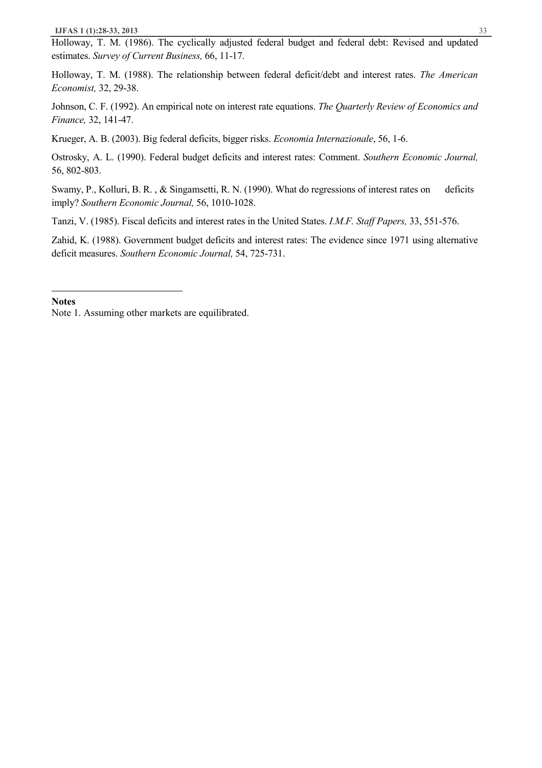Holloway, T. M. (1986). The cyclically adjusted federal budget and federal debt: Revised and updated estimates. *Survey of Current Business,* 66, 11-17.

Holloway, T. M. (1988). The relationship between federal deficit/debt and interest rates. *The American Economist,* 32, 29-38.

Johnson, C. F. (1992). An empirical note on interest rate equations. *The Quarterly Review of Economics and Finance,* 32, 141-47.

Krueger, A. B. (2003). Big federal deficits, bigger risks. *Economia Internazionale*, 56, 1-6.

Ostrosky, A. L. (1990). Federal budget deficits and interest rates: Comment. *Southern Economic Journal,* 56, 802-803.

Swamy, P., Kolluri, B. R. , & Singamsetti, R. N. (1990). What do regressions of interest rates on deficits imply? *Southern Economic Journal,* 56, 1010-1028.

Tanzi, V. (1985). Fiscal deficits and interest rates in the United States. *I.M.F. Staff Papers,* 33, 551-576.

Zahid, K. (1988). Government budget deficits and interest rates: The evidence since 1971 using alternative deficit measures. *Southern Economic Journal,* 54, 725-731.

**Notes**

Note 1. Assuming other markets are equilibrated.